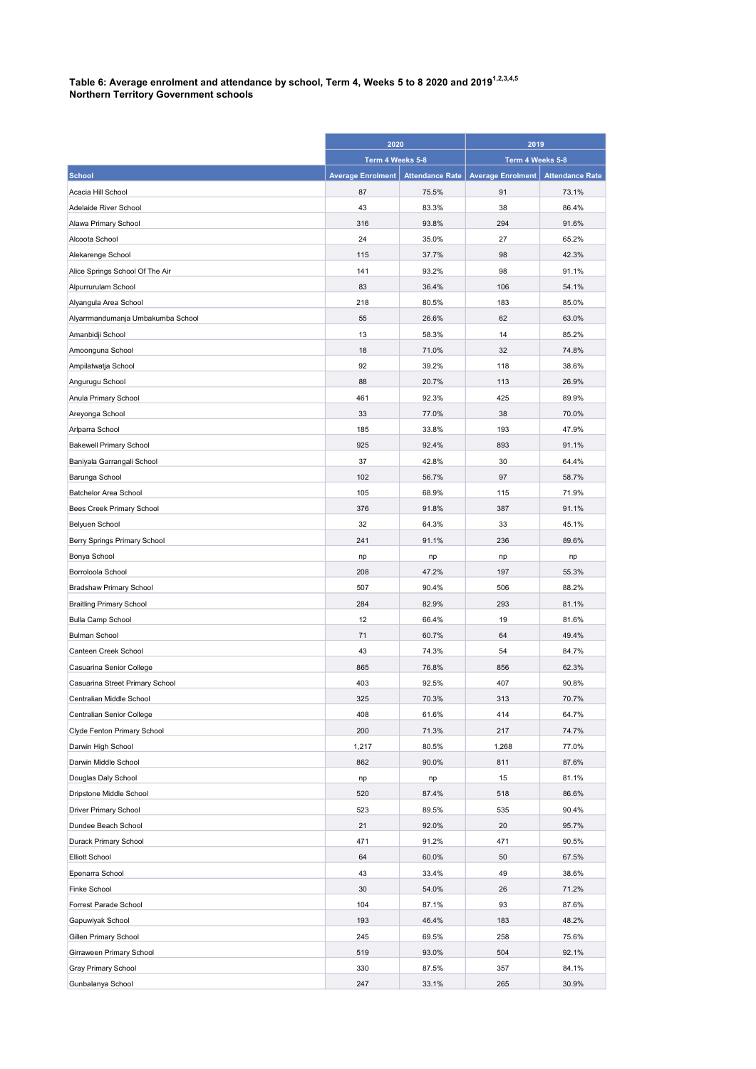**Table 6: Average enrolment and attendance by school, Term 4, Weeks 5 to 8 2020 and 2019[1,2,3,4,5]**
**Northern Territory Government schools**

| | 2020 | | 2019 | |
|---|---|---|---|---|
| | Term 4 Weeks 5-8 | | Term 4 Weeks 5-8 | |
| School | Average Enrolment | Attendance Rate | Average Enrolment | Attendance Rate |
| Acacia Hill School | 87 | 75.5% | 91 | 73.1% |
| Adelaide River School | 43 | 83.3% | 38 | 86.4% |
| Alawa Primary School | 316 | 93.8% | 294 | 91.6% |
| Alcoota School | 24 | 35.0% | 27 | 65.2% |
| Alekarenge School | 115 | 37.7% | 98 | 42.3% |
| Alice Springs School Of The Air | 141 | 93.2% | 98 | 91.1% |
| Alpurrurulam School | 83 | 36.4% | 106 | 54.1% |
| Alyangula Area School | 218 | 80.5% | 183 | 85.0% |
| Alyarrmandumanja Umbakumba School | 55 | 26.6% | 62 | 63.0% |
| Amanbidji School | 13 | 58.3% | 14 | 85.2% |
| Amoonguna School | 18 | 71.0% | 32 | 74.8% |
| Ampilatwatja School | 92 | 39.2% | 118 | 38.6% |
| Angurugu School | 88 | 20.7% | 113 | 26.9% |
| Anula Primary School | 461 | 92.3% | 425 | 89.9% |
| Areyonga School | 33 | 77.0% | 38 | 70.0% |
| Arlparra School | 185 | 33.8% | 193 | 47.9% |
| Bakewell Primary School | 925 | 92.4% | 893 | 91.1% |
| Baniyala Garrangali School | 37 | 42.8% | 30 | 64.4% |
| Barunga School | 102 | 56.7% | 97 | 58.7% |
| Batchelor Area School | 105 | 68.9% | 115 | 71.9% |
| Bees Creek Primary School | 376 | 91.8% | 387 | 91.1% |
| Belyuen School | 32 | 64.3% | 33 | 45.1% |
| Berry Springs Primary School | 241 | 91.1% | 236 | 89.6% |
| Bonya School | np | np | np | np |
| Borroloola School | 208 | 47.2% | 197 | 55.3% |
| Bradshaw Primary School | 507 | 90.4% | 506 | 88.2% |
| Braitling Primary School | 284 | 82.9% | 293 | 81.1% |
| Bulla Camp School | 12 | 66.4% | 19 | 81.6% |
| Bulman School | 71 | 60.7% | 64 | 49.4% |
| Canteen Creek School | 43 | 74.3% | 54 | 84.7% |
| Casuarina Senior College | 865 | 76.8% | 856 | 62.3% |
| Casuarina Street Primary School | 403 | 92.5% | 407 | 90.8% |
| Centralian Middle School | 325 | 70.3% | 313 | 70.7% |
| Centralian Senior College | 408 | 61.6% | 414 | 64.7% |
| Clyde Fenton Primary School | 200 | 71.3% | 217 | 74.7% |
| Darwin High School | 1,217 | 80.5% | 1,268 | 77.0% |
| Darwin Middle School | 862 | 90.0% | 811 | 87.6% |
| Douglas Daly School | np | np | 15 | 81.1% |
| Dripstone Middle School | 520 | 87.4% | 518 | 86.6% |
| Driver Primary School | 523 | 89.5% | 535 | 90.4% |
| Dundee Beach School | 21 | 92.0% | 20 | 95.7% |
| Durack Primary School | 471 | 91.2% | 471 | 90.5% |
| Elliott School | 64 | 60.0% | 50 | 67.5% |
| Epenarra School | 43 | 33.4% | 49 | 38.6% |
| Finke School | 30 | 54.0% | 26 | 71.2% |
| Forrest Parade School | 104 | 87.1% | 93 | 87.6% |
| Gapuwiyak School | 193 | 46.4% | 183 | 48.2% |
| Gillen Primary School | 245 | 69.5% | 258 | 75.6% |
| Girraween Primary School | 519 | 93.0% | 504 | 92.1% |
| Gray Primary School | 330 | 87.5% | 357 | 84.1% |
| Gunbalanya School | 247 | 33.1% | 265 | 30.9% |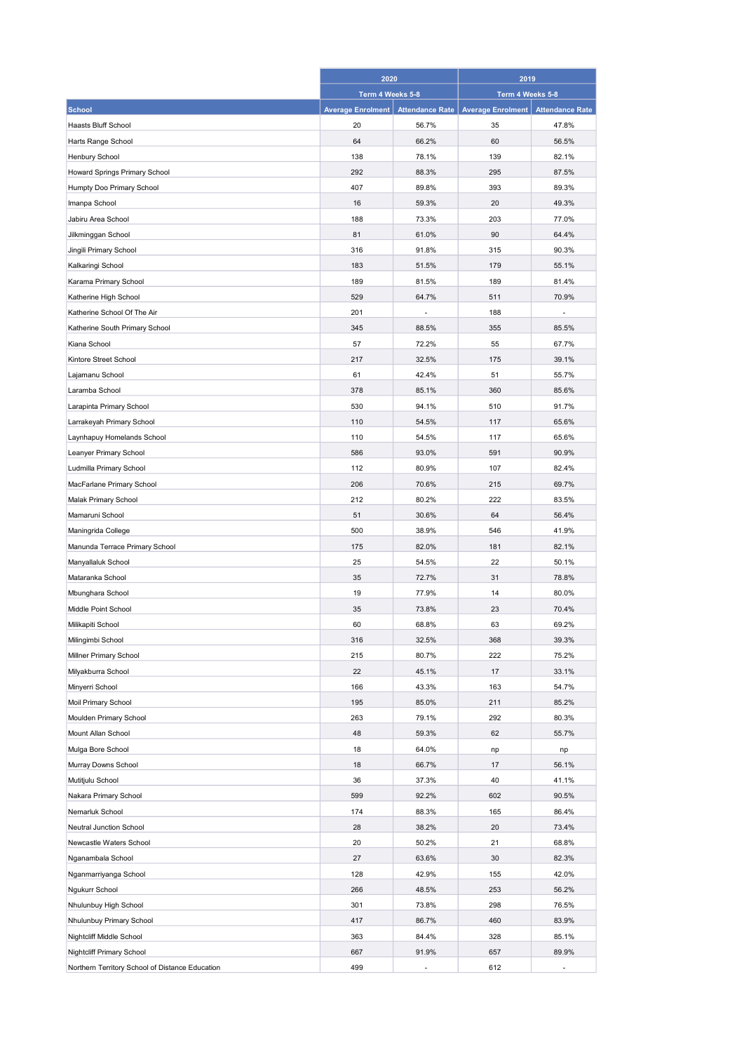| School | 2020 | | 2019 | |
|---|---|---|---|---|
| | Term 4 Weeks 5-8 | | Term 4 Weeks 5-8 | |
| | Average Enrolment | Attendance Rate | Average Enrolment | Attendance Rate |
| Haasts Bluff School | 20 | 56.7% | 35 | 47.8% |
| Harts Range School | 64 | 66.2% | 60 | 56.5% |
| Henbury School | 138 | 78.1% | 139 | 82.1% |
| Howard Springs Primary School | 292 | 88.3% | 295 | 87.5% |
| Humpty Doo Primary School | 407 | 89.8% | 393 | 89.3% |
| Imanpa School | 16 | 59.3% | 20 | 49.3% |
| Jabiru Area School | 188 | 73.3% | 203 | 77.0% |
| Jilkminggan School | 81 | 61.0% | 90 | 64.4% |
| Jingili Primary School | 316 | 91.8% | 315 | 90.3% |
| Kalkaringi School | 183 | 51.5% | 179 | 55.1% |
| Karama Primary School | 189 | 81.5% | 189 | 81.4% |
| Katherine High School | 529 | 64.7% | 511 | 70.9% |
| Katherine School Of The Air | 201 | - | 188 | - |
| Katherine South Primary School | 345 | 88.5% | 355 | 85.5% |
| Kiana School | 57 | 72.2% | 55 | 67.7% |
| Kintore Street School | 217 | 32.5% | 175 | 39.1% |
| Lajamanu School | 61 | 42.4% | 51 | 55.7% |
| Laramba School | 378 | 85.1% | 360 | 85.6% |
| Larapinta Primary School | 530 | 94.1% | 510 | 91.7% |
| Larrakeyah Primary School | 110 | 54.5% | 117 | 65.6% |
| Laynhapuy Homelands School | 110 | 54.5% | 117 | 65.6% |
| Leanyer Primary School | 586 | 93.0% | 591 | 90.9% |
| Ludmilla Primary School | 112 | 80.9% | 107 | 82.4% |
| MacFarlane Primary School | 206 | 70.6% | 215 | 69.7% |
| Malak Primary School | 212 | 80.2% | 222 | 83.5% |
| Mamaruni School | 51 | 30.6% | 64 | 56.4% |
| Maningrida College | 500 | 38.9% | 546 | 41.9% |
| Manunda Terrace Primary School | 175 | 82.0% | 181 | 82.1% |
| Manyallaluk School | 25 | 54.5% | 22 | 50.1% |
| Mataranka School | 35 | 72.7% | 31 | 78.8% |
| Mbunghara School | 19 | 77.9% | 14 | 80.0% |
| Middle Point School | 35 | 73.8% | 23 | 70.4% |
| Milikapiti School | 60 | 68.8% | 63 | 69.2% |
| Milingimbi School | 316 | 32.5% | 368 | 39.3% |
| Millner Primary School | 215 | 80.7% | 222 | 75.2% |
| Milyakburra School | 22 | 45.1% | 17 | 33.1% |
| Minyerri School | 166 | 43.3% | 163 | 54.7% |
| Moil Primary School | 195 | 85.0% | 211 | 85.2% |
| Moulden Primary School | 263 | 79.1% | 292 | 80.3% |
| Mount Allan School | 48 | 59.3% | 62 | 55.7% |
| Mulga Bore School | 18 | 64.0% | np | np |
| Murray Downs School | 18 | 66.7% | 17 | 56.1% |
| Mutitjulu School | 36 | 37.3% | 40 | 41.1% |
| Nakara Primary School | 599 | 92.2% | 602 | 90.5% |
| Nemarluk School | 174 | 88.3% | 165 | 86.4% |
| Neutral Junction School | 28 | 38.2% | 20 | 73.4% |
| Newcastle Waters School | 20 | 50.2% | 21 | 68.8% |
| Nganambala School | 27 | 63.6% | 30 | 82.3% |
| Nganmarriyanga School | 128 | 42.9% | 155 | 42.0% |
| Ngukurr School | 266 | 48.5% | 253 | 56.2% |
| Nhulunbuy High School | 301 | 73.8% | 298 | 76.5% |
| Nhulunbuy Primary School | 417 | 86.7% | 460 | 83.9% |
| Nightcliff Middle School | 363 | 84.4% | 328 | 85.1% |
| Nightcliff Primary School | 667 | 91.9% | 657 | 89.9% |
| Northern Territory School of Distance Education | 499 | - | 612 | - |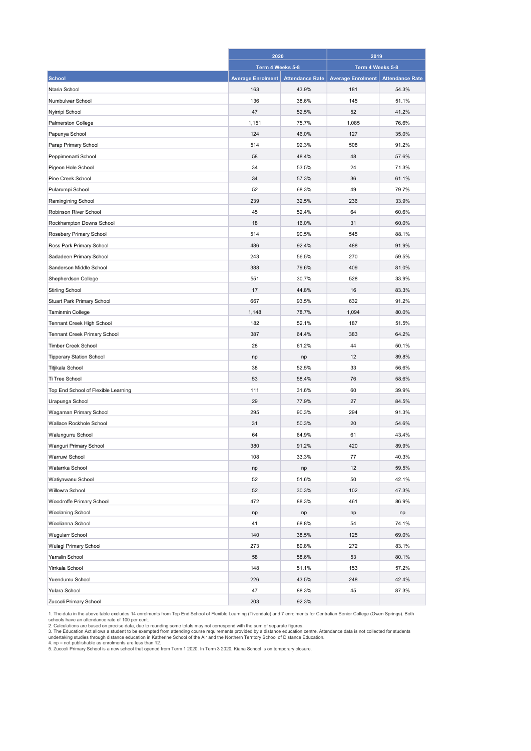| School | 2020 Term 4 Weeks 5-8 | | 2019 Term 4 Weeks 5-8 | |
|---|---|---|---|---|
| | Average Enrolment | Attendance Rate | Average Enrolment | Attendance Rate |
| Ntaria School | 163 | 43.9% | 181 | 54.3% |
| Numbulwar School | 136 | 38.6% | 145 | 51.1% |
| Nyirripi School | 47 | 52.5% | 52 | 41.2% |
| Palmerston College | 1,151 | 75.7% | 1,085 | 76.6% |
| Papunya School | 124 | 46.0% | 127 | 35.0% |
| Parap Primary School | 514 | 92.3% | 508 | 91.2% |
| Peppimenarti School | 58 | 48.4% | 48 | 57.6% |
| Pigeon Hole School | 34 | 53.5% | 24 | 71.3% |
| Pine Creek School | 34 | 57.3% | 36 | 61.1% |
| Pularumpi School | 52 | 68.3% | 49 | 79.7% |
| Ramingining School | 239 | 32.5% | 236 | 33.9% |
| Robinson River School | 45 | 52.4% | 64 | 60.6% |
| Rockhampton Downs School | 18 | 16.0% | 31 | 60.0% |
| Rosebery Primary School | 514 | 90.5% | 545 | 88.1% |
| Ross Park Primary School | 486 | 92.4% | 488 | 91.9% |
| Sadadeen Primary School | 243 | 56.5% | 270 | 59.5% |
| Sanderson Middle School | 388 | 79.6% | 409 | 81.0% |
| Shepherdson College | 551 | 30.7% | 528 | 33.9% |
| Stirling School | 17 | 44.8% | 16 | 83.3% |
| Stuart Park Primary School | 667 | 93.5% | 632 | 91.2% |
| Taminmin College | 1,148 | 78.7% | 1,094 | 80.0% |
| Tennant Creek High School | 182 | 52.1% | 187 | 51.5% |
| Tennant Creek Primary School | 387 | 64.4% | 383 | 64.2% |
| Timber Creek School | 28 | 61.2% | 44 | 50.1% |
| Tipperary Station School | np | np | 12 | 89.8% |
| Titjikala School | 38 | 52.5% | 33 | 56.6% |
| Ti Tree School | 53 | 58.4% | 76 | 58.6% |
| Top End School of Flexible Learning | 111 | 31.6% | 60 | 39.9% |
| Urapunga School | 29 | 77.9% | 27 | 84.5% |
| Wagaman Primary School | 295 | 90.3% | 294 | 91.3% |
| Wallace Rockhole School | 31 | 50.3% | 20 | 54.6% |
| Walungurru School | 64 | 64.9% | 61 | 43.4% |
| Wanguri Primary School | 380 | 91.2% | 420 | 89.9% |
| Warruwi School | 108 | 33.3% | 77 | 40.3% |
| Watarrka School | np | np | 12 | 59.5% |
| Watiyawanu School | 52 | 51.6% | 50 | 42.1% |
| Willowra School | 52 | 30.3% | 102 | 47.3% |
| Woodroffe Primary School | 472 | 88.3% | 461 | 86.9% |
| Woolaning School | np | np | np | np |
| Woolianna School | 41 | 68.8% | 54 | 74.1% |
| Wugularr School | 140 | 38.5% | 125 | 69.0% |
| Wulagi Primary School | 273 | 89.8% | 272 | 83.1% |
| Yarralin School | 58 | 58.6% | 53 | 80.1% |
| Yirrkala School | 148 | 51.1% | 153 | 57.2% |
| Yuendumu School | 226 | 43.5% | 248 | 42.4% |
| Yulara School | 47 | 88.3% | 45 | 87.3% |
| Zuccoli Primary School | 203 | 92.3% | | |

1. The data in the above table excludes 14 enrolments from Top End School of Flexible Learning (Tivendale) and 7 enrolments for Centralian Senior College (Owen Springs). Both schools have an attendance rate of 100 per cent.
2. Calculations are based on precise data, due to rounding some totals may not correspond with the sum of separate figures.
3. The Education Act allows a student to be exempted from attending course requirements provided by a distance education centre. Attendance data is not collected for students undertaking studies through distance education in Katherine School of the Air and the Northern Territory School of Distance Education.
4. np = not publishable as enrolments are less than 12.
5. Zuccoli Primary School is a new school that opened from Term 1 2020. In Term 3 2020, Kiana School is on temporary closure.